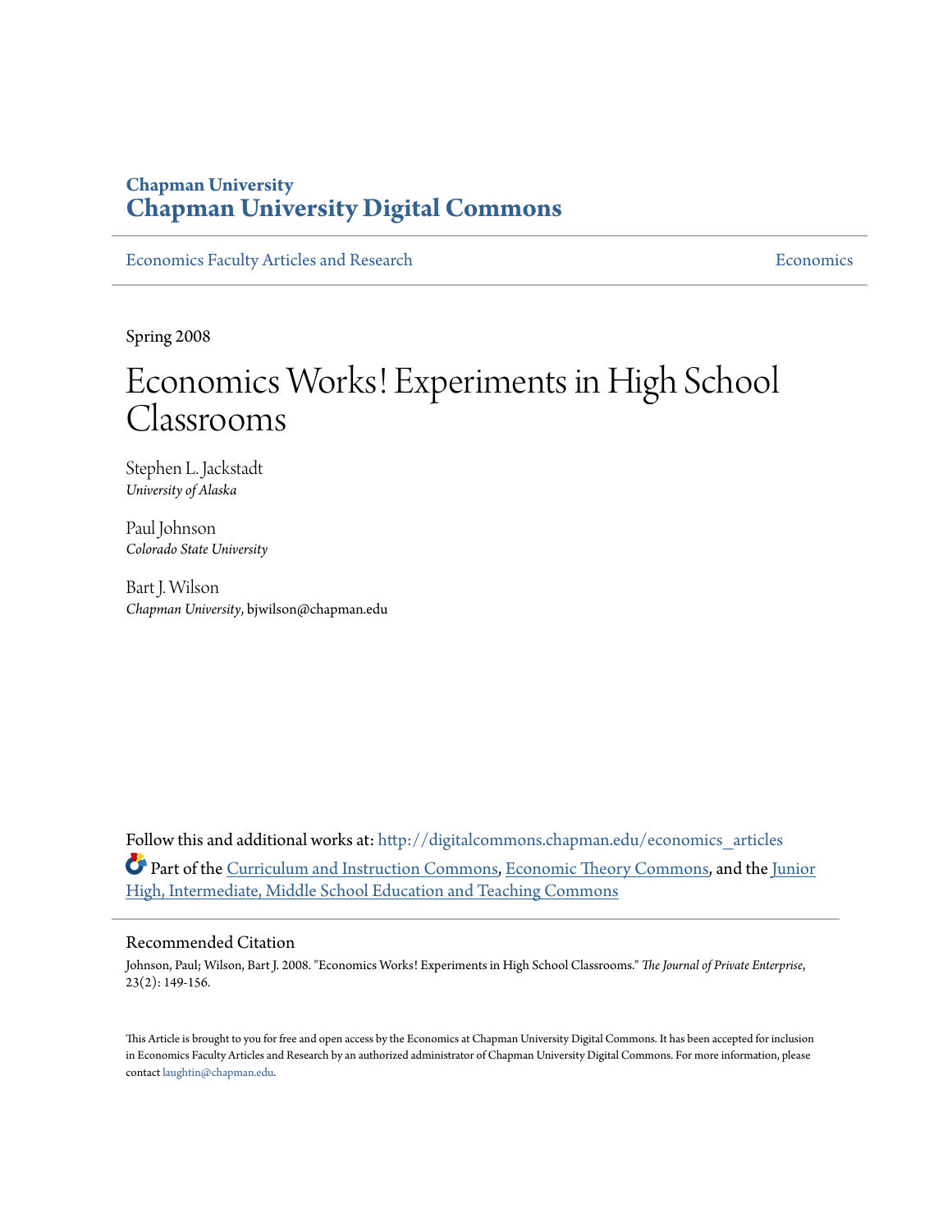# Chapman University
# Chapman University Digital Commons

Economics Faculty Articles and Research | Economics

Spring 2008

# Economics Works! Experiments in High School Classrooms

Stephen L. Jackstadt
*University of Alaska*

Paul Johnson
*Colorado State University*

Bart J. Wilson
*Chapman University*, bjwilson@chapman.edu

Follow this and additional works at: http://digitalcommons.chapman.edu/economics_articles

Part of the Curriculum and Instruction Commons, Economic Theory Commons, and the Junior High, Intermediate, Middle School Education and Teaching Commons

## Recommended Citation

Johnson, Paul; Wilson, Bart J. 2008. "Economics Works! Experiments in High School Classrooms." *The Journal of Private Enterprise*, 23(2): 149-156.

This Article is brought to you for free and open access by the Economics at Chapman University Digital Commons. It has been accepted for inclusion in Economics Faculty Articles and Research by an authorized administrator of Chapman University Digital Commons. For more information, please contact laughtin@chapman.edu.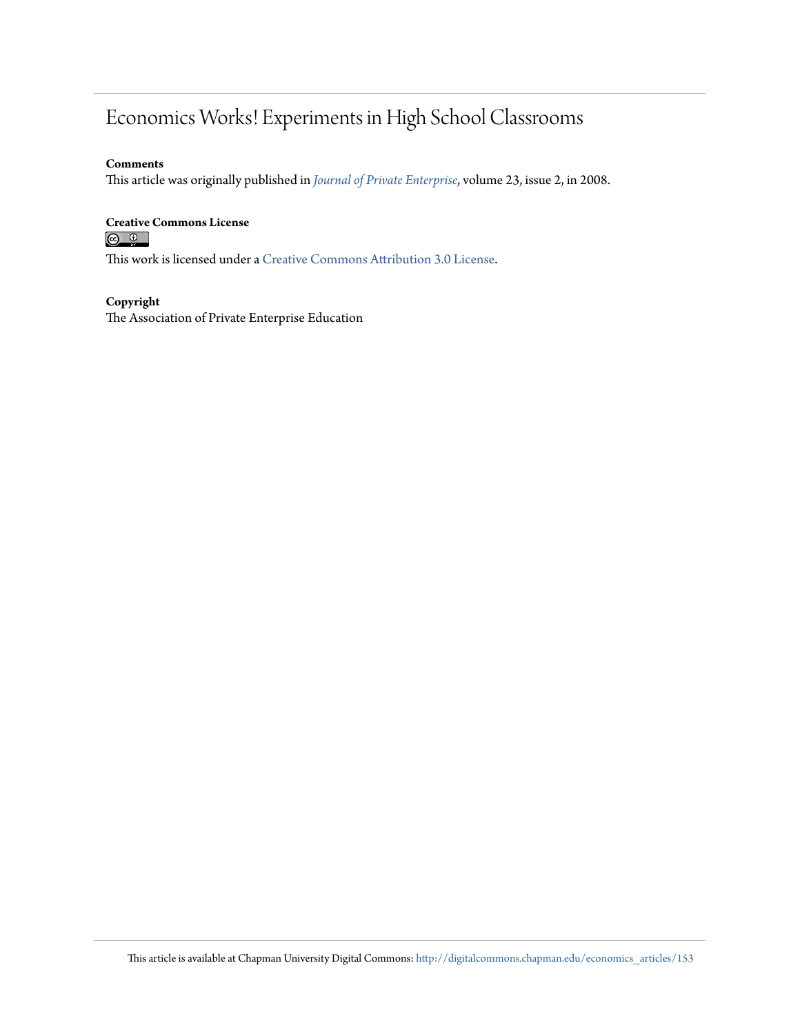# Economics Works! Experiments in High School Classrooms

**Comments**

This article was originally published in *Journal of Private Enterprise*, volume 23, issue 2, in 2008.

**Creative Commons License**

This work is licensed under a Creative Commons Attribution 3.0 License.

**Copyright**

The Association of Private Enterprise Education

This article is available at Chapman University Digital Commons: http://digitalcommons.chapman.edu/economics_articles/153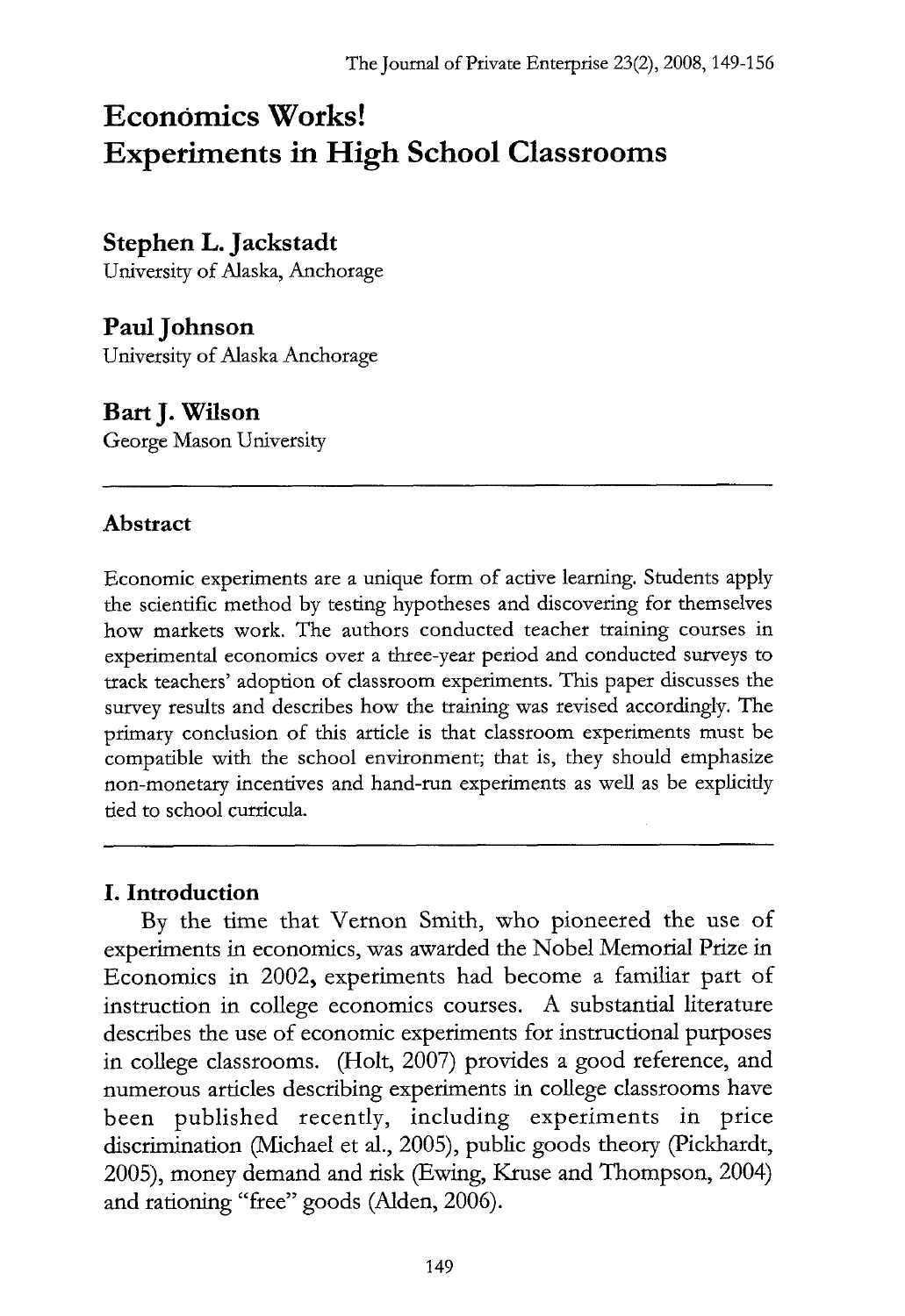# Economics Works! Experiments in High School Classrooms

**Stephen L. Jackstadt**
University of Alaska, Anchorage

**Paul Johnson**
University of Alaska Anchorage

**Bart J. Wilson**
George Mason University

---

## Abstract

Economic experiments are a unique form of active learning. Students apply the scientific method by testing hypotheses and discovering for themselves how markets work. The authors conducted teacher training courses in experimental economics over a three-year period and conducted surveys to track teachers' adoption of classroom experiments. This paper discusses the survey results and describes how the training was revised accordingly. The primary conclusion of this article is that classroom experiments must be compatible with the school environment; that is, they should emphasize non-monetary incentives and hand-run experiments as well as be explicitly tied to school curricula.

---

## I. Introduction

By the time that Vernon Smith, who pioneered the use of experiments in economics, was awarded the Nobel Memorial Prize in Economics in 2002, experiments had become a familiar part of instruction in college economics courses. A substantial literature describes the use of economic experiments for instructional purposes in college classrooms. (Holt, 2007) provides a good reference, and numerous articles describing experiments in college classrooms have been published recently, including experiments in price discrimination (Michael et al., 2005), public goods theory (Pickhardt, 2005), money demand and risk (Ewing, Kruse and Thompson, 2004) and rationing "free" goods (Alden, 2006).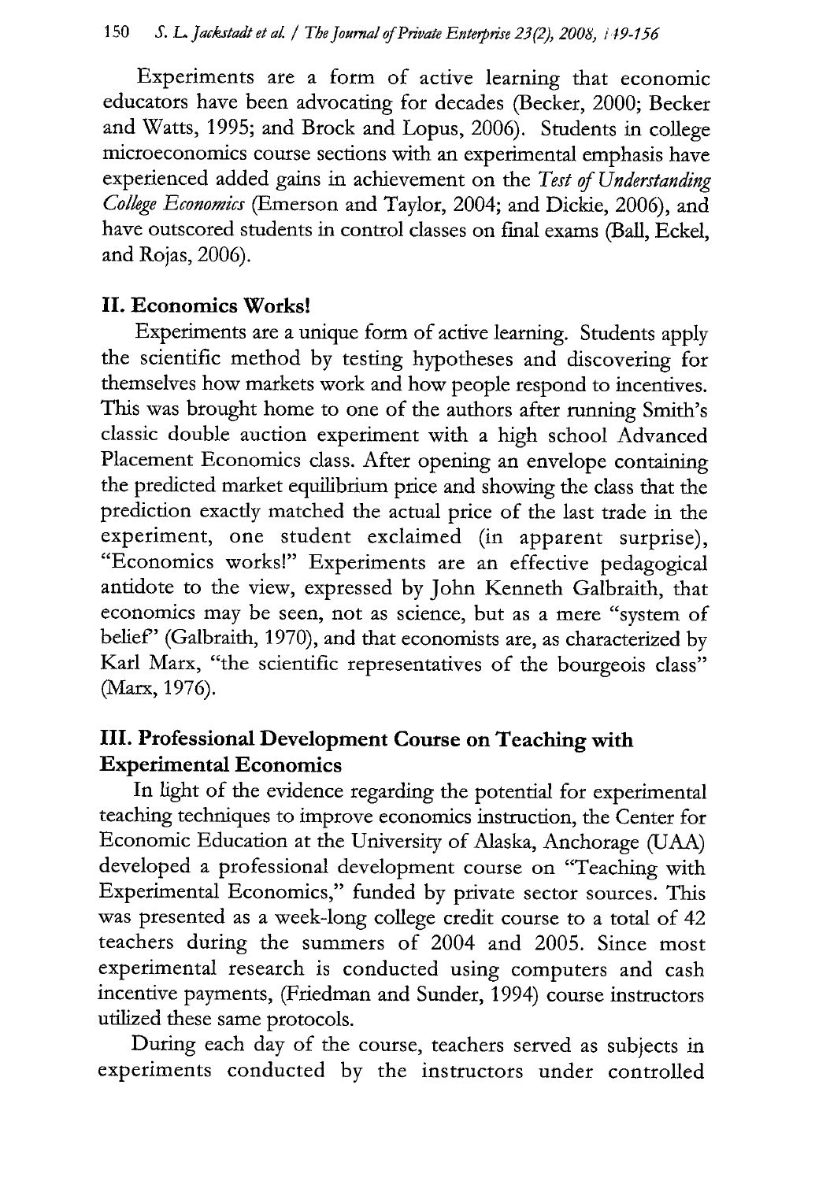Experiments are a form of active learning that economic educators have been advocating for decades (Becker, 2000; Becker and Watts, 1995; and Brock and Lopus, 2006). Students in college microeconomics course sections with an experimental emphasis have experienced added gains in achievement on the *Test of Understanding College Economics* (Emerson and Taylor, 2004; and Dickie, 2006), and have outscored students in control classes on final exams (Ball, Eckel, and Rojas, 2006).

## II. Economics Works!

Experiments are a unique form of active learning. Students apply the scientific method by testing hypotheses and discovering for themselves how markets work and how people respond to incentives. This was brought home to one of the authors after running Smith's classic double auction experiment with a high school Advanced Placement Economics class. After opening an envelope containing the predicted market equilibrium price and showing the class that the prediction exactly matched the actual price of the last trade in the experiment, one student exclaimed (in apparent surprise), "Economics works!" Experiments are an effective pedagogical antidote to the view, expressed by John Kenneth Galbraith, that economics may be seen, not as science, but as a mere "system of belief" (Galbraith, 1970), and that economists are, as characterized by Karl Marx, "the scientific representatives of the bourgeois class" (Marx, 1976).

## III. Professional Development Course on Teaching with Experimental Economics

In light of the evidence regarding the potential for experimental teaching techniques to improve economics instruction, the Center for Economic Education at the University of Alaska, Anchorage (UAA) developed a professional development course on "Teaching with Experimental Economics," funded by private sector sources. This was presented as a week-long college credit course to a total of 42 teachers during the summers of 2004 and 2005. Since most experimental research is conducted using computers and cash incentive payments, (Friedman and Sunder, 1994) course instructors utilized these same protocols.

During each day of the course, teachers served as subjects in experiments conducted by the instructors under controlled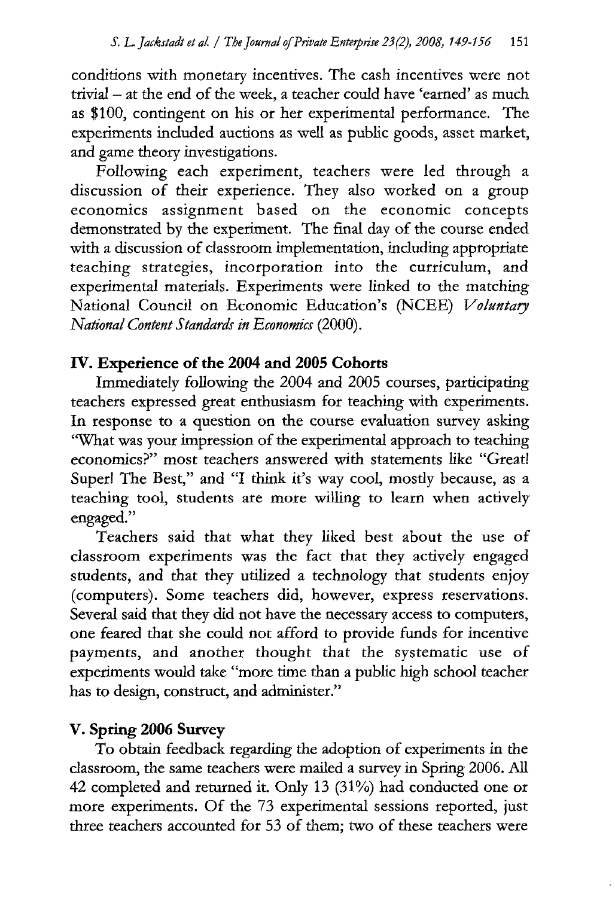conditions with monetary incentives. The cash incentives were not trivial – at the end of the week, a teacher could have 'earned' as much as $100, contingent on his or her experimental performance. The experiments included auctions as well as public goods, asset market, and game theory investigations.

Following each experiment, teachers were led through a discussion of their experience. They also worked on a group economics assignment based on the economic concepts demonstrated by the experiment. The final day of the course ended with a discussion of classroom implementation, including appropriate teaching strategies, incorporation into the curriculum, and experimental materials. Experiments were linked to the matching National Council on Economic Education's (NCEE) *Voluntary National Content Standards in Economics* (2000).

## IV. Experience of the 2004 and 2005 Cohorts

Immediately following the 2004 and 2005 courses, participating teachers expressed great enthusiasm for teaching with experiments. In response to a question on the course evaluation survey asking "What was your impression of the experimental approach to teaching economics?" most teachers answered with statements like "Great! Super! The Best," and "I think it's way cool, mostly because, as a teaching tool, students are more willing to learn when actively engaged."

Teachers said that what they liked best about the use of classroom experiments was the fact that they actively engaged students, and that they utilized a technology that students enjoy (computers). Some teachers did, however, express reservations. Several said that they did not have the necessary access to computers, one feared that she could not afford to provide funds for incentive payments, and another thought that the systematic use of experiments would take "more time than a public high school teacher has to design, construct, and administer."

## V. Spring 2006 Survey

To obtain feedback regarding the adoption of experiments in the classroom, the same teachers were mailed a survey in Spring 2006. All 42 completed and returned it. Only 13 (31%) had conducted one or more experiments. Of the 73 experimental sessions reported, just three teachers accounted for 53 of them; two of these teachers were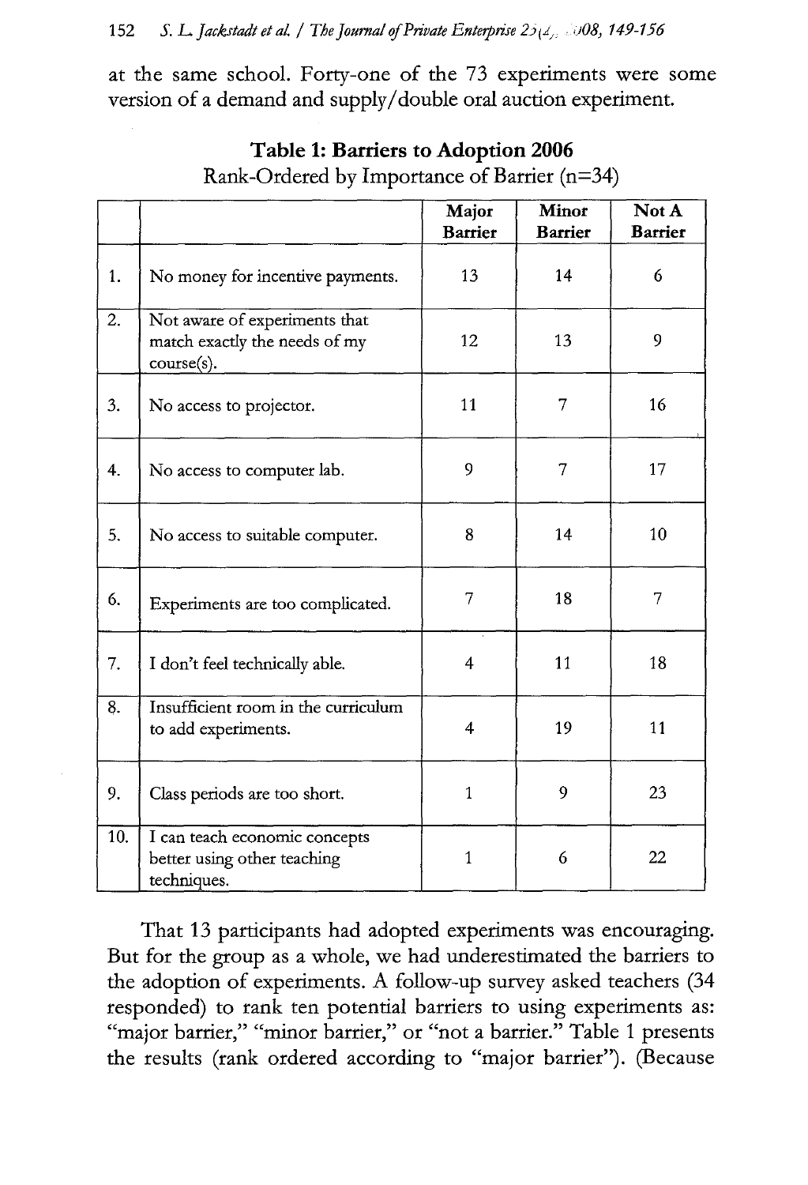at the same school. Forty-one of the 73 experiments were some version of a demand and supply/double oral auction experiment.

**Table 1: Barriers to Adoption 2006**
Rank-Ordered by Importance of Barrier (n=34)

| | | Major Barrier | Minor Barrier | Not A Barrier |
|---|---|---|---|---|
| 1. | No money for incentive payments. | 13 | 14 | 6 |
| 2. | Not aware of experiments that match exactly the needs of my course(s). | 12 | 13 | 9 |
| 3. | No access to projector. | 11 | 7 | 16 |
| 4. | No access to computer lab. | 9 | 7 | 17 |
| 5. | No access to suitable computer. | 8 | 14 | 10 |
| 6. | Experiments are too complicated. | 7 | 18 | 7 |
| 7. | I don't feel technically able. | 4 | 11 | 18 |
| 8. | Insufficient room in the curriculum to add experiments. | 4 | 19 | 11 |
| 9. | Class periods are too short. | 1 | 9 | 23 |
| 10. | I can teach economic concepts better using other teaching techniques. | 1 | 6 | 22 |

That 13 participants had adopted experiments was encouraging. But for the group as a whole, we had underestimated the barriers to the adoption of experiments. A follow-up survey asked teachers (34 responded) to rank ten potential barriers to using experiments as: "major barrier," "minor barrier," or "not a barrier." Table 1 presents the results (rank ordered according to "major barrier"). (Because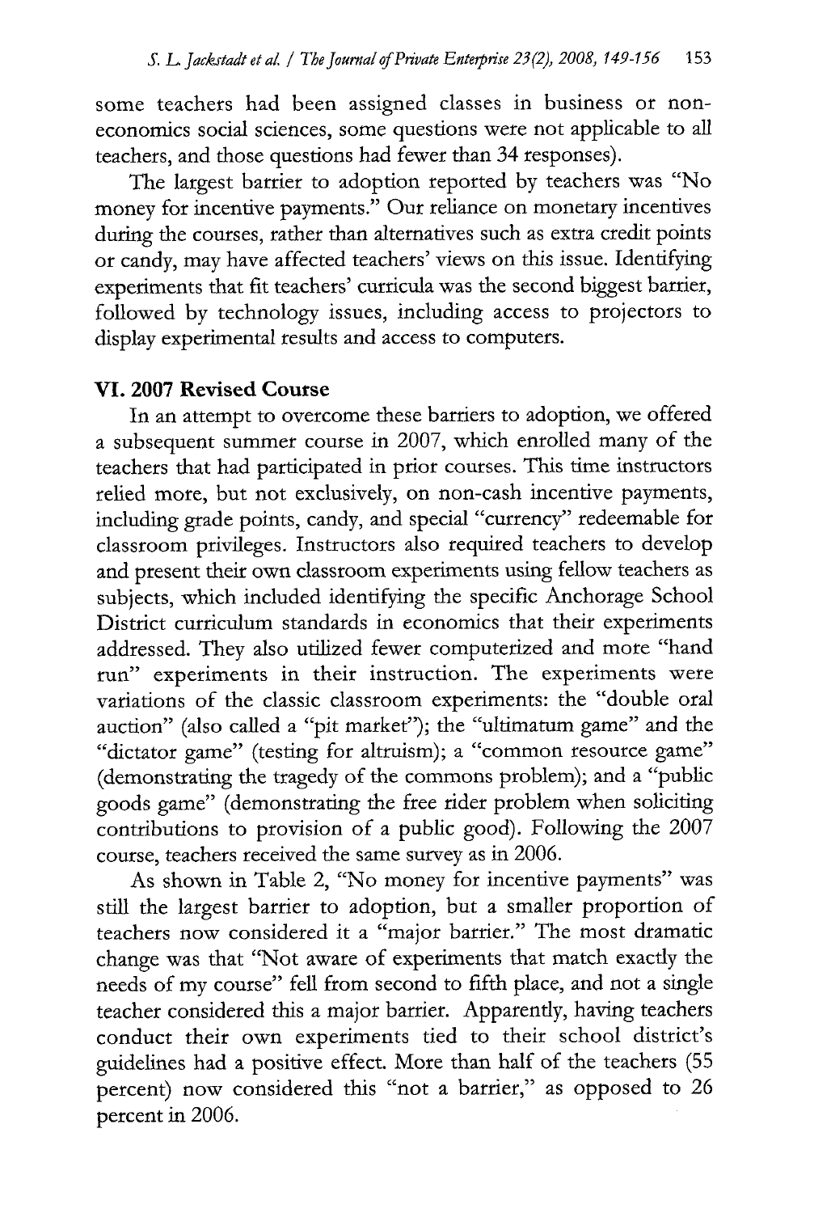some teachers had been assigned classes in business or non-economics social sciences, some questions were not applicable to all teachers, and those questions had fewer than 34 responses).

The largest barrier to adoption reported by teachers was "No money for incentive payments." Our reliance on monetary incentives during the courses, rather than alternatives such as extra credit points or candy, may have affected teachers' views on this issue. Identifying experiments that fit teachers' curricula was the second biggest barrier, followed by technology issues, including access to projectors to display experimental results and access to computers.

### VI. 2007 Revised Course

In an attempt to overcome these barriers to adoption, we offered a subsequent summer course in 2007, which enrolled many of the teachers that had participated in prior courses. This time instructors relied more, but not exclusively, on non-cash incentive payments, including grade points, candy, and special "currency" redeemable for classroom privileges. Instructors also required teachers to develop and present their own classroom experiments using fellow teachers as subjects, which included identifying the specific Anchorage School District curriculum standards in economics that their experiments addressed. They also utilized fewer computerized and more "hand run" experiments in their instruction. The experiments were variations of the classic classroom experiments: the "double oral auction" (also called a "pit market"); the "ultimatum game" and the "dictator game" (testing for altruism); a "common resource game" (demonstrating the tragedy of the commons problem); and a "public goods game" (demonstrating the free rider problem when soliciting contributions to provision of a public good). Following the 2007 course, teachers received the same survey as in 2006.

As shown in Table 2, "No money for incentive payments" was still the largest barrier to adoption, but a smaller proportion of teachers now considered it a "major barrier." The most dramatic change was that "Not aware of experiments that match exactly the needs of my course" fell from second to fifth place, and not a single teacher considered this a major barrier. Apparently, having teachers conduct their own experiments tied to their school district's guidelines had a positive effect. More than half of the teachers (55 percent) now considered this "not a barrier," as opposed to 26 percent in 2006.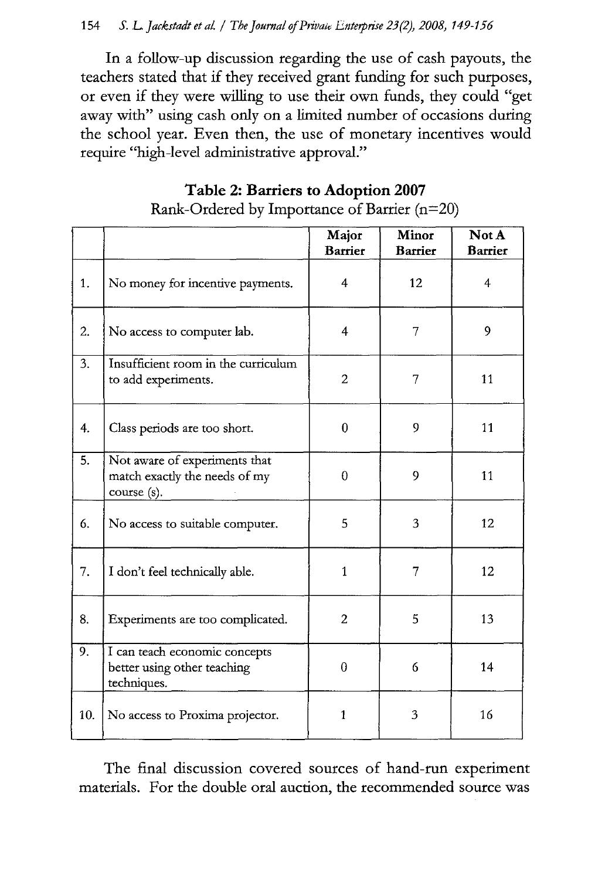In a follow-up discussion regarding the use of cash payouts, the teachers stated that if they received grant funding for such purposes, or even if they were willing to use their own funds, they could "get away with" using cash only on a limited number of occasions during the school year. Even then, the use of monetary incentives would require "high-level administrative approval."

**Table 2: Barriers to Adoption 2007**

Rank-Ordered by Importance of Barrier (n=20)

| | | Major Barrier | Minor Barrier | Not A Barrier |
|---|---|---|---|---|
| 1. | No money for incentive payments. | 4 | 12 | 4 |
| 2. | No access to computer lab. | 4 | 7 | 9 |
| 3. | Insufficient room in the curriculum to add experiments. | 2 | 7 | 11 |
| 4. | Class periods are too short. | 0 | 9 | 11 |
| 5. | Not aware of experiments that match exactly the needs of my course (s). | 0 | 9 | 11 |
| 6. | No access to suitable computer. | 5 | 3 | 12 |
| 7. | I don't feel technically able. | 1 | 7 | 12 |
| 8. | Experiments are too complicated. | 2 | 5 | 13 |
| 9. | I can teach economic concepts better using other teaching techniques. | 0 | 6 | 14 |
| 10. | No access to Proxima projector. | 1 | 3 | 16 |

The final discussion covered sources of hand-run experiment materials. For the double oral auction, the recommended source was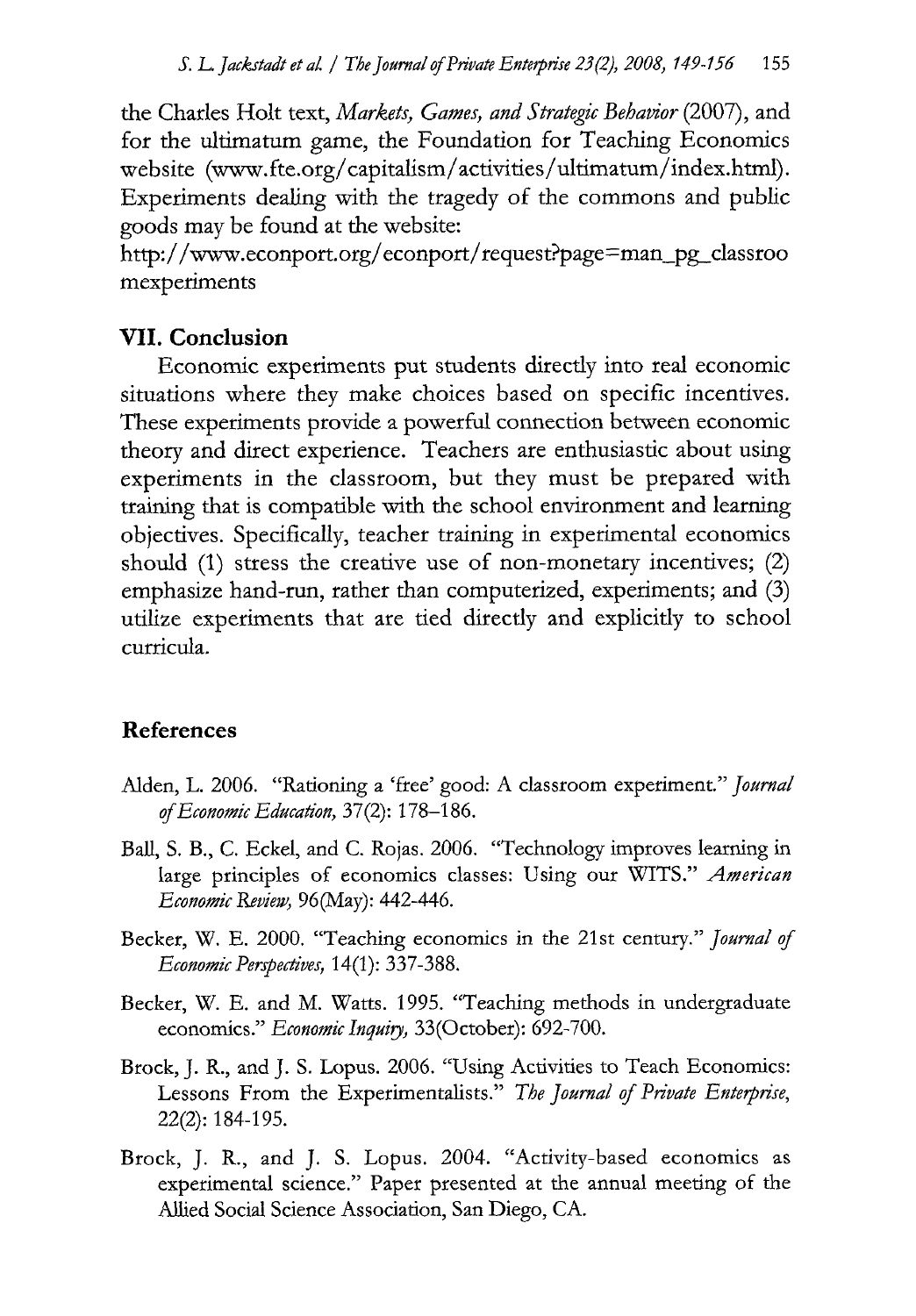the Charles Holt text, *Markets, Games, and Strategic Behavior* (2007), and for the ultimatum game, the Foundation for Teaching Economics website (www.fte.org/capitalism/activities/ultimatum/index.html). Experiments dealing with the tragedy of the commons and public goods may be found at the website:
http://www.econport.org/econport/request?page=man_pg_classroomexperiments

## VII. Conclusion

Economic experiments put students directly into real economic situations where they make choices based on specific incentives. These experiments provide a powerful connection between economic theory and direct experience. Teachers are enthusiastic about using experiments in the classroom, but they must be prepared with training that is compatible with the school environment and learning objectives. Specifically, teacher training in experimental economics should (1) stress the creative use of non-monetary incentives; (2) emphasize hand-run, rather than computerized, experiments; and (3) utilize experiments that are tied directly and explicitly to school curricula.

## References

Alden, L. 2006. "Rationing a 'free' good: A classroom experiment." *Journal of Economic Education,* 37(2): 178–186.

Ball, S. B., C. Eckel, and C. Rojas. 2006. "Technology improves learning in large principles of economics classes: Using our WITS." *American Economic Review,* 96(May): 442-446.

Becker, W. E. 2000. "Teaching economics in the 21st century." *Journal of Economic Perspectives,* 14(1): 337-388.

Becker, W. E. and M. Watts. 1995. "Teaching methods in undergraduate economics." *Economic Inquiry,* 33(October): 692-700.

Brock, J. R., and J. S. Lopus. 2006. "Using Activities to Teach Economics: Lessons From the Experimentalists." *The Journal of Private Enterprise,* 22(2): 184-195.

Brock, J. R., and J. S. Lopus. 2004. "Activity-based economics as experimental science." Paper presented at the annual meeting of the Allied Social Science Association, San Diego, CA.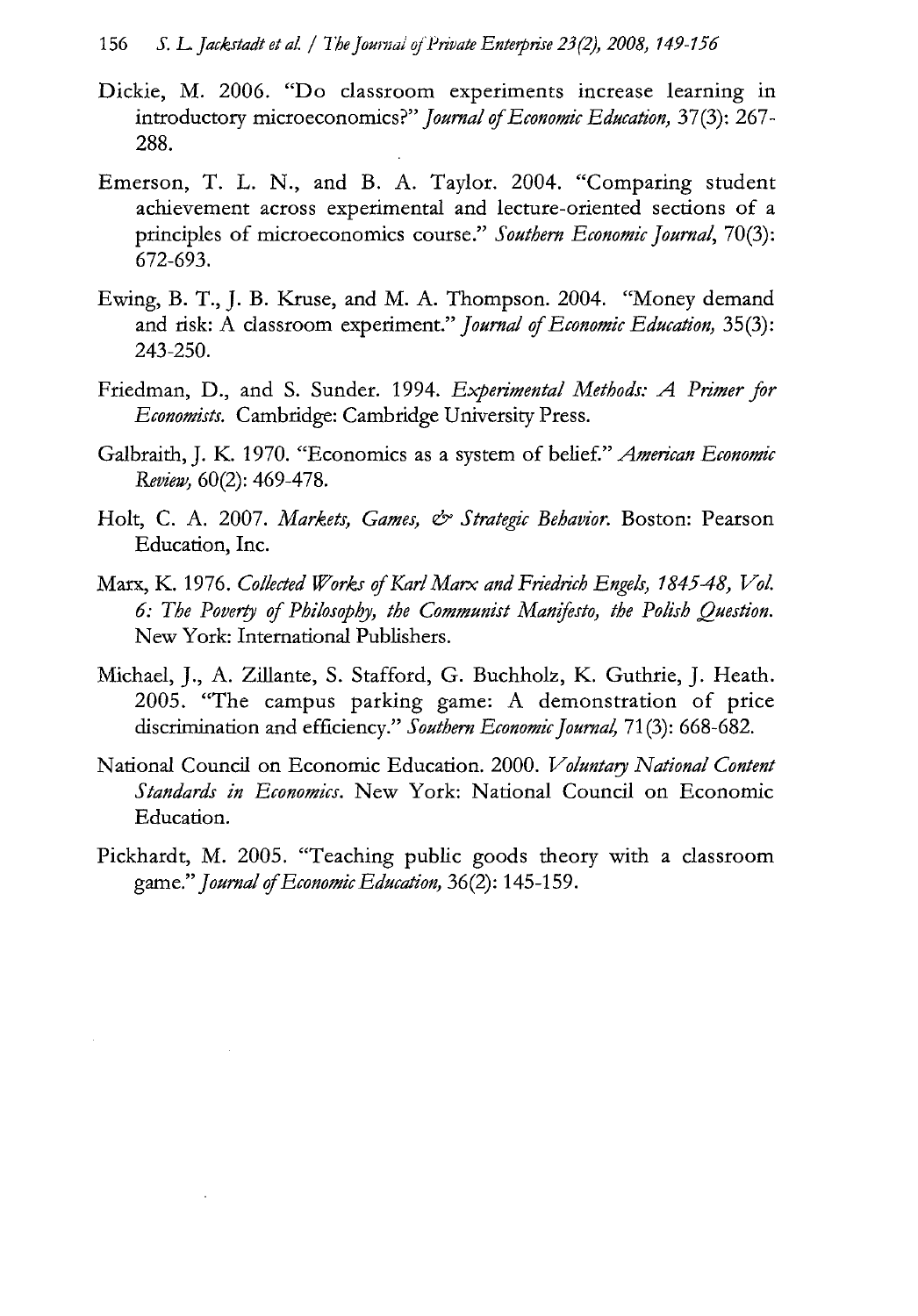Dickie, M. 2006. "Do classroom experiments increase learning in introductory microeconomics?" *Journal of Economic Education,* 37(3): 267-288.

Emerson, T. L. N., and B. A. Taylor. 2004. "Comparing student achievement across experimental and lecture-oriented sections of a principles of microeconomics course." *Southern Economic Journal,* 70(3): 672-693.

Ewing, B. T., J. B. Kruse, and M. A. Thompson. 2004. "Money demand and risk: A classroom experiment." *Journal of Economic Education,* 35(3): 243-250.

Friedman, D., and S. Sunder. 1994. *Experimental Methods: A Primer for Economists.* Cambridge: Cambridge University Press.

Galbraith, J. K. 1970. "Economics as a system of belief." *American Economic Review,* 60(2): 469-478.

Holt, C. A. 2007. *Markets, Games, & Strategic Behavior.* Boston: Pearson Education, Inc.

Marx, K. 1976. *Collected Works of Karl Marx and Friedrich Engels, 1845-48, Vol. 6: The Poverty of Philosophy, the Communist Manifesto, the Polish Question.* New York: International Publishers.

Michael, J., A. Zillante, S. Stafford, G. Buchholz, K. Guthrie, J. Heath. 2005. "The campus parking game: A demonstration of price discrimination and efficiency." *Southern Economic Journal,* 71(3): 668-682.

National Council on Economic Education. 2000. *Voluntary National Content Standards in Economics.* New York: National Council on Economic Education.

Pickhardt, M. 2005. "Teaching public goods theory with a classroom game." *Journal of Economic Education,* 36(2): 145-159.